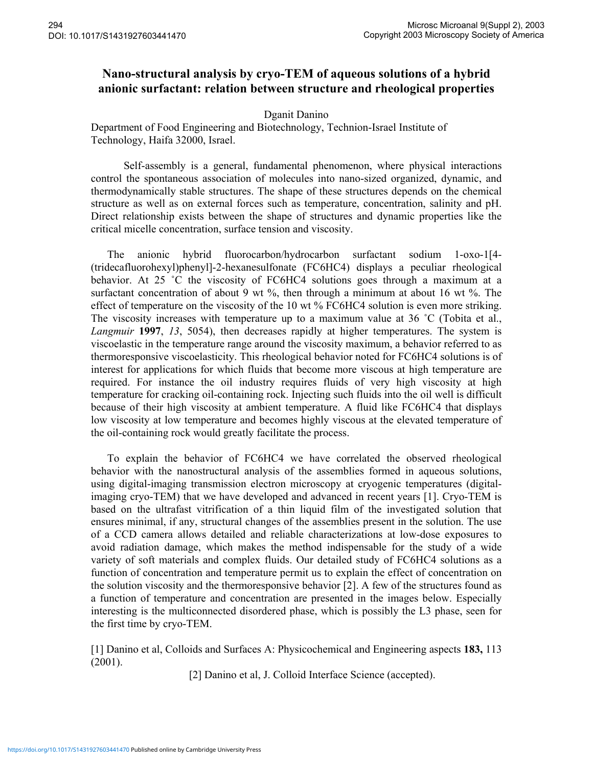# Nano-structural analysis by cryo-TEM of aqueous solutions of a hybrid anionic surfactant: relation between structure and rheological properties

Dganit Danino

Department of Food Engineering and Biotechnology, Technion-Israel Institute of Technology, Haifa 32000, Israel.

Self-assembly is a general, fundamental phenomenon, where physical interactions control the spontaneous association of molecules into nano-sized organized, dynamic, and thermodynamically stable structures. The shape of these structures depends on the chemical structure as well as on external forces such as temperature, concentration, salinity and pH. Direct relationship exists between the shape of structures and dynamic properties like the critical micelle concentration, surface tension and viscosity.

The anionic hybrid fluorocarbon/hydrocarbon surfactant sodium 1-oxo-1[4-(tridecafluorohexyl)phenyl]-2-hexanesulfonate (FC6HC4) displays a peculiar rheological behavior. At 25 ˚C the viscosity of FC6HC4 solutions goes through a maximum at a surfactant concentration of about 9 wt %, then through a minimum at about 16 wt %. The effect of temperature on the viscosity of the 10 wt % FC6HC4 solution is even more striking. The viscosity increases with temperature up to a maximum value at 36 ˚C (Tobita et al., *Langmuir* **1997**, *13*, 5054), then decreases rapidly at higher temperatures. The system is viscoelastic in the temperature range around the viscosity maximum, a behavior referred to as thermoresponsive viscoelasticity. This rheological behavior noted for FC6HC4 solutions is of interest for applications for which fluids that become more viscous at high temperature are required. For instance the oil industry requires fluids of very high viscosity at high temperature for cracking oil-containing rock. Injecting such fluids into the oil well is difficult because of their high viscosity at ambient temperature. A fluid like FC6HC4 that displays low viscosity at low temperature and becomes highly viscous at the elevated temperature of the oil-containing rock would greatly facilitate the process.

To explain the behavior of FC6HC4 we have correlated the observed rheological behavior with the nanostructural analysis of the assemblies formed in aqueous solutions, using digital-imaging transmission electron microscopy at cryogenic temperatures (digital-imaging cryo-TEM) that we have developed and advanced in recent years [1]. Cryo-TEM is based on the ultrafast vitrification of a thin liquid film of the investigated solution that ensures minimal, if any, structural changes of the assemblies present in the solution. The use of a CCD camera allows detailed and reliable characterizations at low-dose exposures to avoid radiation damage, which makes the method indispensable for the study of a wide variety of soft materials and complex fluids. Our detailed study of FC6HC4 solutions as a function of concentration and temperature permit us to explain the effect of concentration on the solution viscosity and the thermoresponsive behavior [2]. A few of the structures found as a function of temperature and concentration are presented in the images below. Especially interesting is the multiconnected disordered phase, which is possibly the L3 phase, seen for the first time by cryo-TEM.

[1] Danino et al, Colloids and Surfaces A: Physicochemical and Engineering aspects **183,** 113 (2001).

[2] Danino et al, J. Colloid Interface Science (accepted).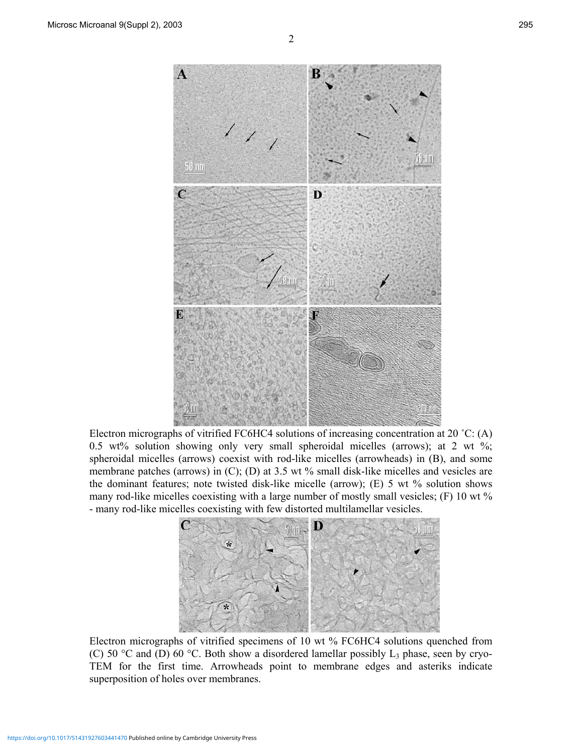Electron micrographs of vitrified FC6HC4 solutions of increasing concentration at 20 ˚C: (A) 0.5 wt% solution showing only very small spheroidal micelles (arrows); at 2 wt %; spheroidal micelles (arrows) coexist with rod-like micelles (arrowheads) in (B), and some membrane patches (arrows) in (C); (D) at 3.5 wt % small disk-like micelles and vesicles are the dominant features; note twisted disk-like micelle (arrow); (E) 5 wt % solution shows many rod-like micelles coexisting with a large number of mostly small vesicles; (F) 10 wt % - many rod-like micelles coexisting with few distorted multilamellar vesicles.

Electron micrographs of vitrified specimens of 10 wt % FC6HC4 solutions quenched from (C) 50 °C and (D) 60 °C. Both show a disordered lamellar possibly $L_3$ phase, seen by cryo-TEM for the first time. Arrowheads point to membrane edges and asteriks indicate superposition of holes over membranes.